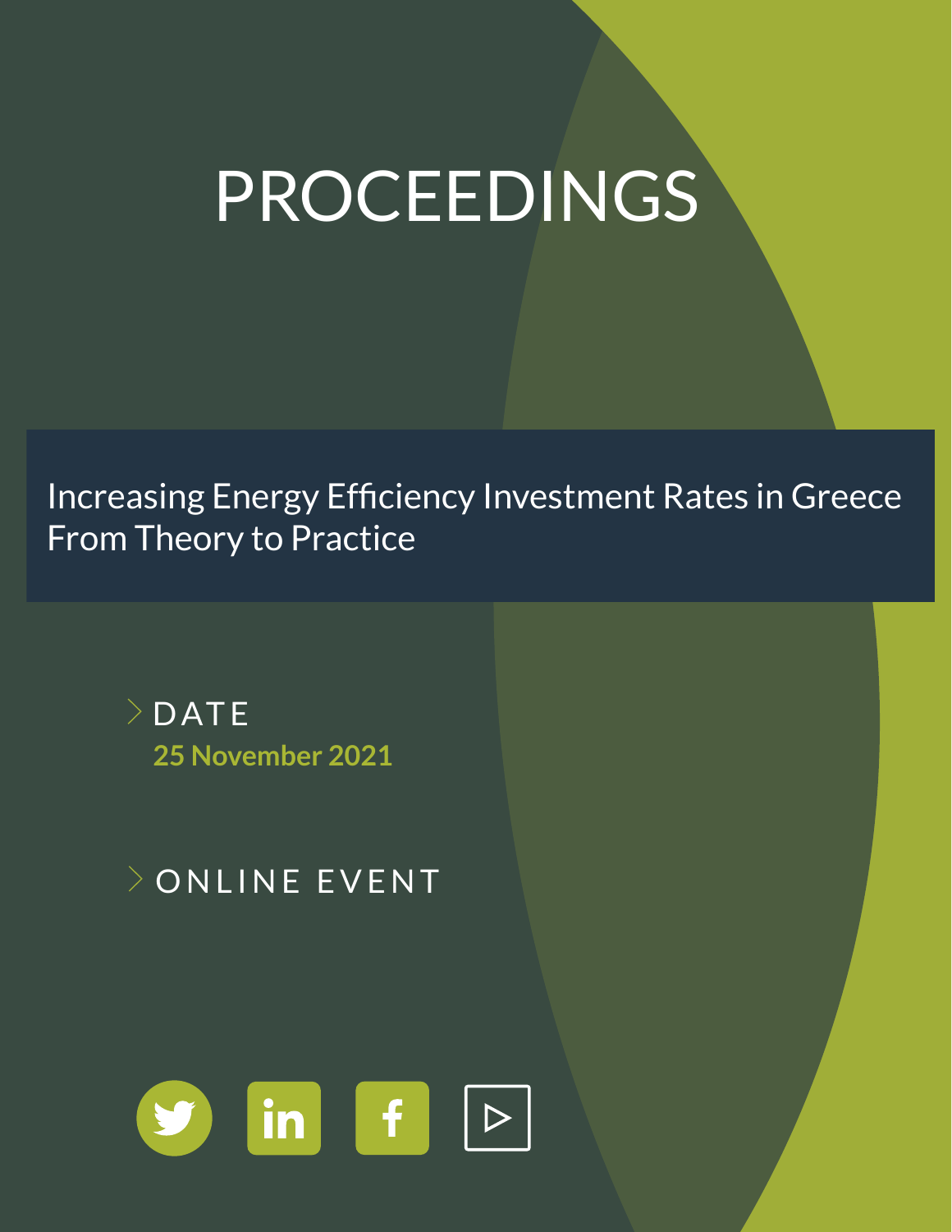# PROCEEDINGS

## Increasing Energy Efficiency Investment Rates in Greece From Theory to Practice

DATE

**25 November 2021**

ONLINE EVENT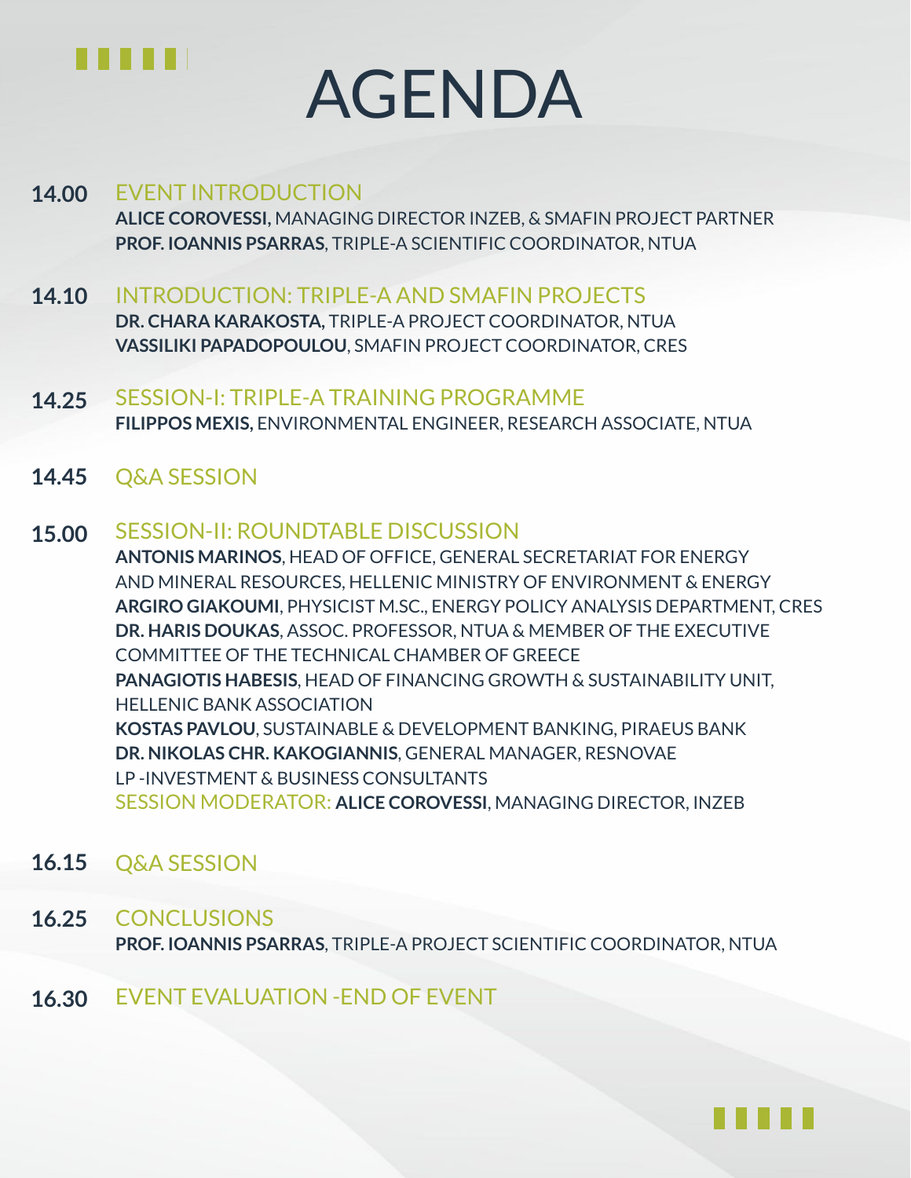# AGENDA

**14.00** EVENT INTRODUCTION
**ALICE COROVESSI,** MANAGING DIRECTOR INZEB, & SMAFIN PROJECT PARTNER
**PROF. IOANNIS PSARRAS**, TRIPLE-A SCIENTIFIC COORDINATOR, NTUA

**14.10** INTRODUCTION: TRIPLE-A AND SMAFIN PROJECTS
**DR. CHARA KARAKOSTA,** TRIPLE-A PROJECT COORDINATOR, NTUA
**VASSILIKI PAPADOPOULOU**, SMAFIN PROJECT COORDINATOR, CRES

**14.25** SESSION-I: TRIPLE-A TRAINING PROGRAMME
**FILIPPOS MEXIS,** ENVIRONMENTAL ENGINEER, RESEARCH ASSOCIATE, NTUA

**14.45** Q&A SESSION

**15.00** SESSION-II: ROUNDTABLE DISCUSSION
**ANTONIS MARINOS**, HEAD OF OFFICE, GENERAL SECRETARIAT FOR ENERGY AND MINERAL RESOURCES, HELLENIC MINISTRY OF ENVIRONMENT & ENERGY
**ARGIRO GIAKOUMI**, PHYSICIST M.SC., ENERGY POLICY ANALYSIS DEPARTMENT, CRES
**DR. HARIS DOUKAS**, ASSOC. PROFESSOR, NTUA & MEMBER OF THE EXECUTIVE COMMITTEE OF THE TECHNICAL CHAMBER OF GREECE
**PANAGIOTIS HABESIS**, HEAD OF FINANCING GROWTH & SUSTAINABILITY UNIT, HELLENIC BANK ASSOCIATION
**KOSTAS PAVLOU**, SUSTAINABLE & DEVELOPMENT BANKING, PIRAEUS BANK
**DR. NIKOLAS CHR. KAKOGIANNIS**, GENERAL MANAGER, RESNOVAE LP -INVESTMENT & BUSINESS CONSULTANTS
SESSION MODERATOR: **ALICE COROVESSI**, MANAGING DIRECTOR, INZEB

**16.15** Q&A SESSION

**16.25** CONCLUSIONS
**PROF. IOANNIS PSARRAS**, TRIPLE-A PROJECT SCIENTIFIC COORDINATOR, NTUA

**16.30** EVENT EVALUATION -END OF EVENT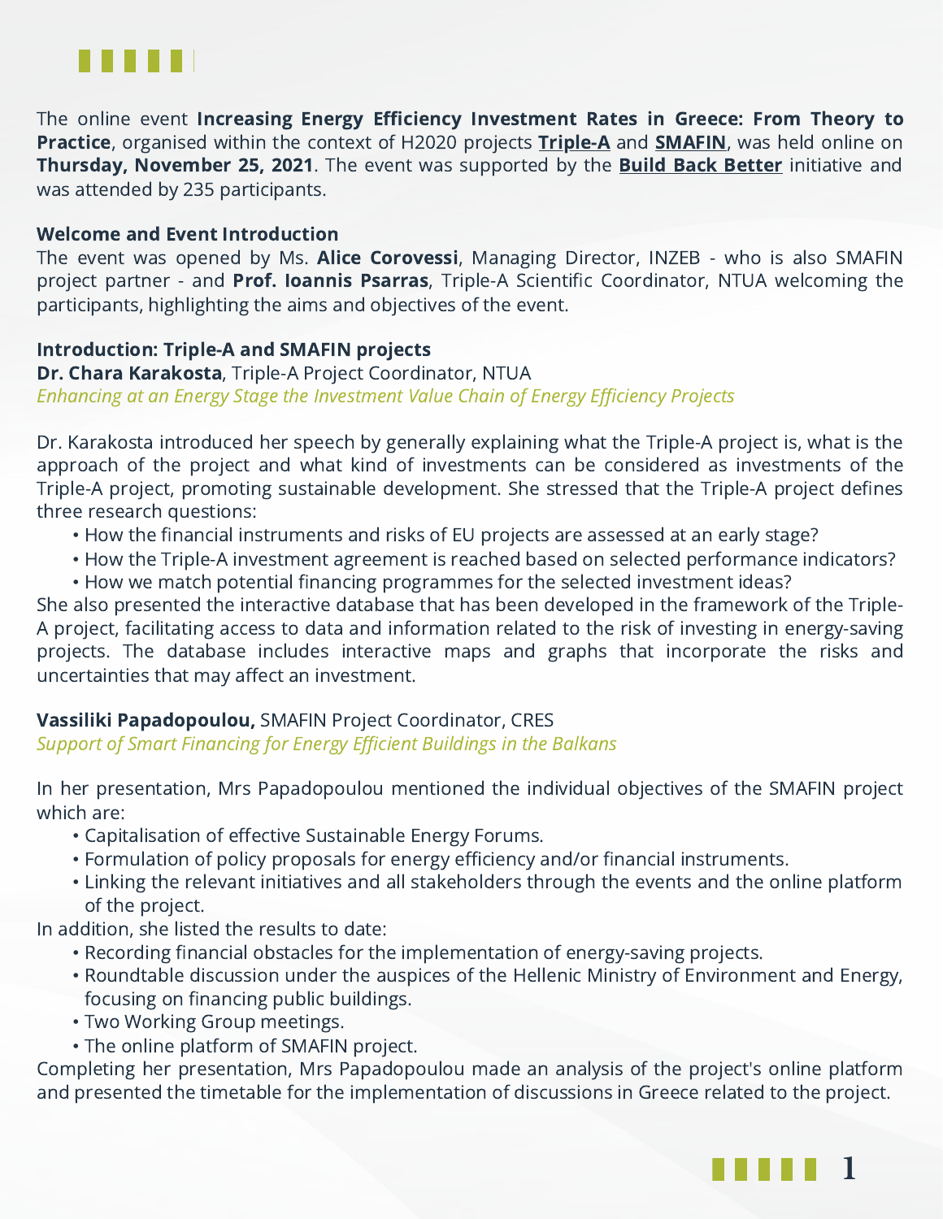The online event **Increasing Energy Efficiency Investment Rates in Greece: From Theory to Practice**, organised within the context of H2020 projects **Triple-A** and **SMAFIN**, was held online on **Thursday, November 25, 2021**. The event was supported by the **Build Back Better** initiative and was attended by 235 participants.

**Welcome and Event Introduction**

The event was opened by Ms. **Alice Corovessi**, Managing Director, INZEB - who is also SMAFIN project partner - and **Prof. Ioannis Psarras**, Triple-A Scientific Coordinator, NTUA welcoming the participants, highlighting the aims and objectives of the event.

**Introduction: Triple-A and SMAFIN projects**

**Dr. Chara Karakosta**, Triple-A Project Coordinator, NTUA

*Enhancing at an Energy Stage the Investment Value Chain of Energy Efficiency Projects*

Dr. Karakosta introduced her speech by generally explaining what the Triple-A project is, what is the approach of the project and what kind of investments can be considered as investments of the Triple-A project, promoting sustainable development. She stressed that the Triple-A project defines three research questions:

- How the financial instruments and risks of EU projects are assessed at an early stage?
- How the Triple-A investment agreement is reached based on selected performance indicators?
- How we match potential financing programmes for the selected investment ideas?

She also presented the interactive database that has been developed in the framework of the Triple-A project, facilitating access to data and information related to the risk of investing in energy-saving projects. The database includes interactive maps and graphs that incorporate the risks and uncertainties that may affect an investment.

**Vassiliki Papadopoulou,** SMAFIN Project Coordinator, CRES

*Support of Smart Financing for Energy Efficient Buildings in the Balkans*

In her presentation, Mrs Papadopoulou mentioned the individual objectives of the SMAFIN project which are:

- Capitalisation of effective Sustainable Energy Forums.
- Formulation of policy proposals for energy efficiency and/or financial instruments.
- Linking the relevant initiatives and all stakeholders through the events and the online platform of the project.

In addition, she listed the results to date:

- Recording financial obstacles for the implementation of energy-saving projects.
- Roundtable discussion under the auspices of the Hellenic Ministry of Environment and Energy, focusing on financing public buildings.
- Two Working Group meetings.
- The online platform of SMAFIN project.

Completing her presentation, Mrs Papadopoulou made an analysis of the project's online platform and presented the timetable for the implementation of discussions in Greece related to the project.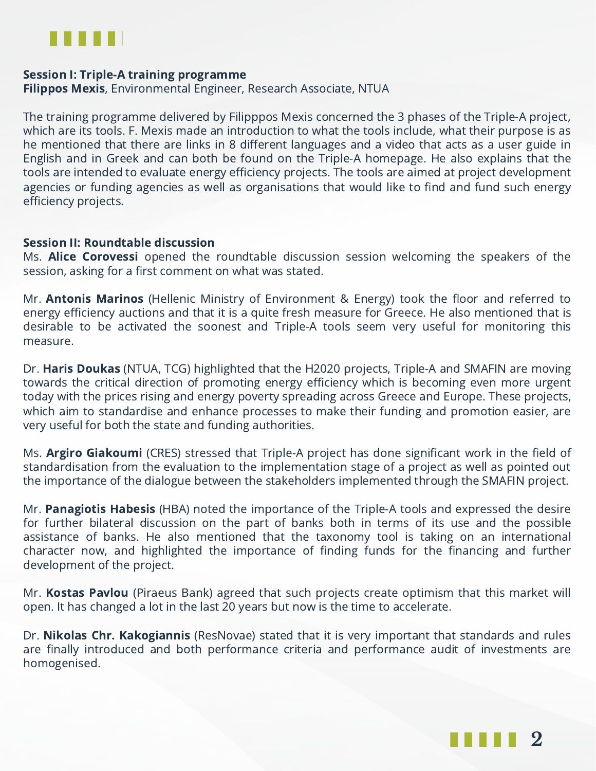**Session I: Triple-A training programme**
**Filippos Mexis**, Environmental Engineer, Research Associate, NTUA

The training programme delivered by Filipppos Mexis concerned the 3 phases of the Triple-A project, which are its tools. F. Mexis made an introduction to what the tools include, what their purpose is as he mentioned that there are links in 8 different languages and a video that acts as a user guide in English and in Greek and can both be found on the Triple-A homepage. He also explains that the tools are intended to evaluate energy efficiency projects. The tools are aimed at project development agencies or funding agencies as well as organisations that would like to find and fund such energy efficiency projects.

**Session II: Roundtable discussion**
Ms. **Alice Corovessi** opened the roundtable discussion session welcoming the speakers of the session, asking for a first comment on what was stated.

Mr. **Antonis Marinos** (Hellenic Ministry of Environment & Energy) took the floor and referred to energy efficiency auctions and that it is a quite fresh measure for Greece. He also mentioned that is desirable to be activated the soonest and Triple-A tools seem very useful for monitoring this measure.

Dr. **Haris Doukas** (NTUA, TCG) highlighted that the H2020 projects, Triple-A and SMAFIN are moving towards the critical direction of promoting energy efficiency which is becoming even more urgent today with the prices rising and energy poverty spreading across Greece and Europe. These projects, which aim to standardise and enhance processes to make their funding and promotion easier, are very useful for both the state and funding authorities.

Ms. **Argiro Giakoumi** (CRES) stressed that Triple-A project has done significant work in the field of standardisation from the evaluation to the implementation stage of a project as well as pointed out the importance of the dialogue between the stakeholders implemented through the SMAFIN project.

Mr. **Panagiotis Habesis** (HBA) noted the importance of the Triple-A tools and expressed the desire for further bilateral discussion on the part of banks both in terms of its use and the possible assistance of banks. He also mentioned that the taxonomy tool is taking on an international character now, and highlighted the importance of finding funds for the financing and further development of the project.

Mr. **Kostas Pavlou** (Piraeus Bank) agreed that such projects create optimism that this market will open. It has changed a lot in the last 20 years but now is the time to accelerate.

Dr. **Nikolas Chr. Kakogiannis** (ResNovae) stated that it is very important that standards and rules are finally introduced and both performance criteria and performance audit of investments are homogenised.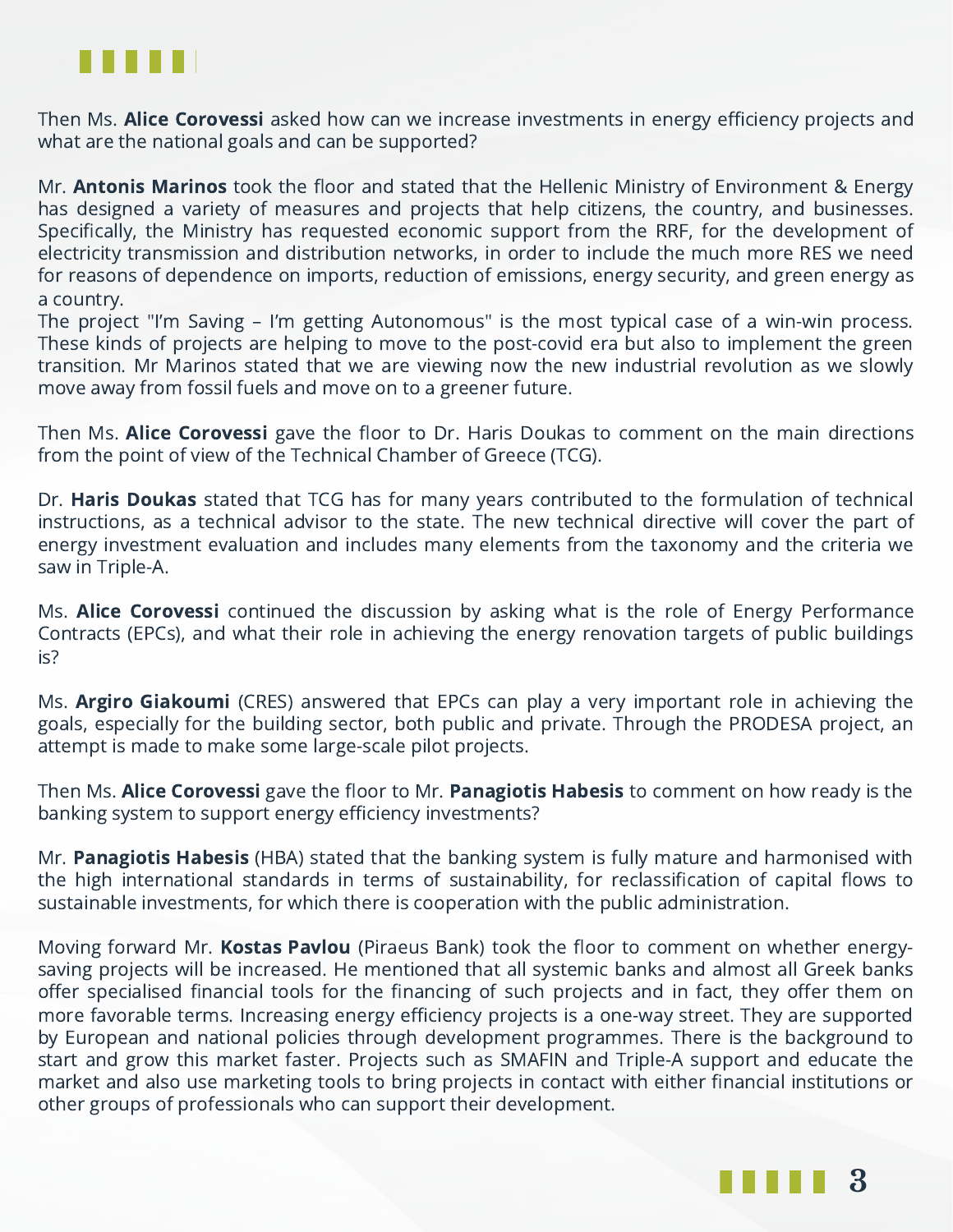Then Ms. **Alice Corovessi** asked how can we increase investments in energy efficiency projects and what are the national goals and can be supported?

Mr. **Antonis Marinos** took the floor and stated that the Hellenic Ministry of Environment & Energy has designed a variety of measures and projects that help citizens, the country, and businesses. Specifically, the Ministry has requested economic support from the RRF, for the development of electricity transmission and distribution networks, in order to include the much more RES we need for reasons of dependence on imports, reduction of emissions, energy security, and green energy as a country.
The project "I'm Saving – I'm getting Autonomous" is the most typical case of a win-win process. These kinds of projects are helping to move to the post-covid era but also to implement the green transition. Mr Marinos stated that we are viewing now the new industrial revolution as we slowly move away from fossil fuels and move on to a greener future.

Then Ms. **Alice Corovessi** gave the floor to Dr. Haris Doukas to comment on the main directions from the point of view of the Technical Chamber of Greece (TCG).

Dr. **Haris Doukas** stated that TCG has for many years contributed to the formulation of technical instructions, as a technical advisor to the state. The new technical directive will cover the part of energy investment evaluation and includes many elements from the taxonomy and the criteria we saw in Triple-A.

Ms. **Alice Corovessi** continued the discussion by asking what is the role of Energy Performance Contracts (EPCs), and what their role in achieving the energy renovation targets of public buildings is?

Ms. **Argiro Giakoumi** (CRES) answered that EPCs can play a very important role in achieving the goals, especially for the building sector, both public and private. Through the PRODESA project, an attempt is made to make some large-scale pilot projects.

Then Ms. **Alice Corovessi** gave the floor to Mr. **Panagiotis Habesis** to comment on how ready is the banking system to support energy efficiency investments?

Mr. **Panagiotis Habesis** (HBA) stated that the banking system is fully mature and harmonised with the high international standards in terms of sustainability, for reclassification of capital flows to sustainable investments, for which there is cooperation with the public administration.

Moving forward Mr. **Kostas Pavlou** (Piraeus Bank) took the floor to comment on whether energy-saving projects will be increased. He mentioned that all systemic banks and almost all Greek banks offer specialised financial tools for the financing of such projects and in fact, they offer them on more favorable terms. Increasing energy efficiency projects is a one-way street. They are supported by European and national policies through development programmes. There is the background to start and grow this market faster. Projects such as SMAFIN and Triple-A support and educate the market and also use marketing tools to bring projects in contact with either financial institutions or other groups of professionals who can support their development.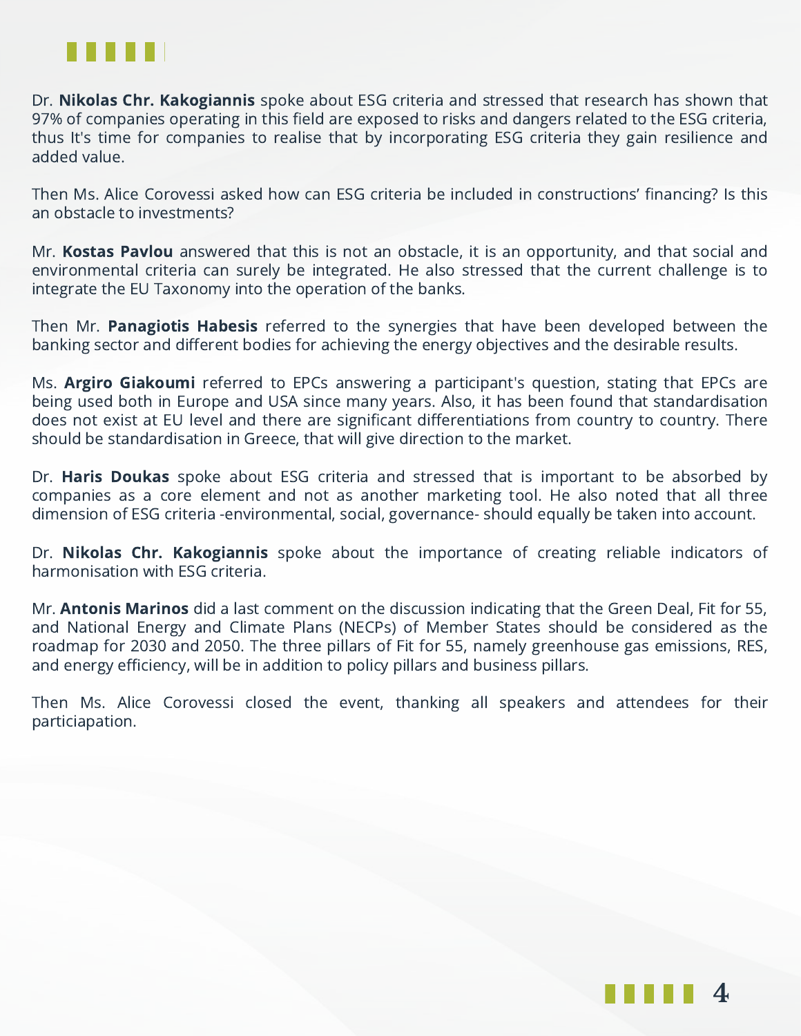Dr. **Nikolas Chr. Kakogiannis** spoke about ESG criteria and stressed that research has shown that 97% of companies operating in this field are exposed to risks and dangers related to the ESG criteria, thus It's time for companies to realise that by incorporating ESG criteria they gain resilience and added value.

Then Ms. Alice Corovessi asked how can ESG criteria be included in constructions' financing? Is this an obstacle to investments?

Mr. **Kostas Pavlou** answered that this is not an obstacle, it is an opportunity, and that social and environmental criteria can surely be integrated. He also stressed that the current challenge is to integrate the EU Taxonomy into the operation of the banks.

Then Mr. **Panagiotis Habesis** referred to the synergies that have been developed between the banking sector and different bodies for achieving the energy objectives and the desirable results.

Ms. **Argiro Giakoumi** referred to EPCs answering a participant's question, stating that EPCs are being used both in Europe and USA since many years. Also, it has been found that standardisation does not exist at EU level and there are significant differentiations from country to country. There should be standardisation in Greece, that will give direction to the market.

Dr. **Haris Doukas** spoke about ESG criteria and stressed that is important to be absorbed by companies as a core element and not as another marketing tool. He also noted that all three dimension of ESG criteria -environmental, social, governance- should equally be taken into account.

Dr. **Nikolas Chr. Kakogiannis** spoke about the importance of creating reliable indicators of harmonisation with ESG criteria.

Mr. **Antonis Marinos** did a last comment on the discussion indicating that the Green Deal, Fit for 55, and National Energy and Climate Plans (NECPs) of Member States should be considered as the roadmap for 2030 and 2050. The three pillars of Fit for 55, namely greenhouse gas emissions, RES, and energy efficiency, will be in addition to policy pillars and business pillars.

Then Ms. Alice Corovessi closed the event, thanking all speakers and attendees for their particiapation.